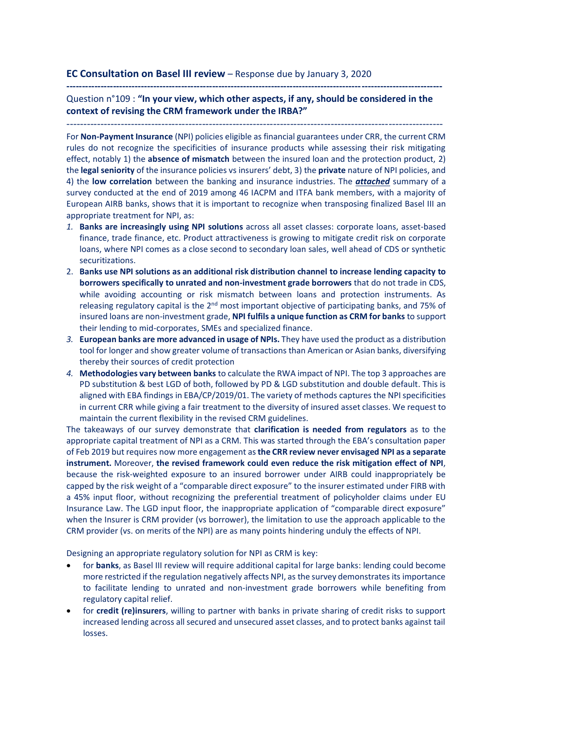**EC Consultation on Basel III review** – Response due by January 3, 2020

---

Question n°109 : **"In your view, which other aspects, if any, should be considered in the context of revising the CRM framework under the IRBA?"**

---

For **Non-Payment Insurance** (NPI) policies eligible as financial guarantees under CRR, the current CRM rules do not recognize the specificities of insurance products while assessing their risk mitigating effect, notably 1) the **absence of mismatch** between the insured loan and the protection product, 2) the **legal seniority** of the insurance policies vs insurers' debt, 3) the **private** nature of NPI policies, and 4) the **low correlation** between the banking and insurance industries. The ***attached*** summary of a survey conducted at the end of 2019 among 46 IACPM and ITFA bank members, with a majority of European AIRB banks, shows that it is important to recognize when transposing finalized Basel III an appropriate treatment for NPI, as:

1. **Banks are increasingly using NPI solutions** across all asset classes: corporate loans, asset-based finance, trade finance, etc. Product attractiveness is growing to mitigate credit risk on corporate loans, where NPI comes as a close second to secondary loan sales, well ahead of CDS or synthetic securitizations.
2. **Banks use NPI solutions as an additional risk distribution channel to increase lending capacity to borrowers specifically to unrated and non-investment grade borrowers** that do not trade in CDS, while avoiding accounting or risk mismatch between loans and protection instruments. As releasing regulatory capital is the 2nd most important objective of participating banks, and 75% of insured loans are non-investment grade, **NPI fulfils a unique function as CRM for banks** to support their lending to mid-corporates, SMEs and specialized finance.
3. **European banks are more advanced in usage of NPIs.** They have used the product as a distribution tool for longer and show greater volume of transactions than American or Asian banks, diversifying thereby their sources of credit protection
4. **Methodologies vary between banks** to calculate the RWA impact of NPI. The top 3 approaches are PD substitution & best LGD of both, followed by PD & LGD substitution and double default. This is aligned with EBA findings in EBA/CP/2019/01. The variety of methods captures the NPI specificities in current CRR while giving a fair treatment to the diversity of insured asset classes. We request to maintain the current flexibility in the revised CRM guidelines.

The takeaways of our survey demonstrate that **clarification is needed from regulators** as to the appropriate capital treatment of NPI as a CRM. This was started through the EBA's consultation paper of Feb 2019 but requires now more engagement as **the CRR review never envisaged NPI as a separate instrument.** Moreover, **the revised framework could even reduce the risk mitigation effect of NPI**, because the risk-weighted exposure to an insured borrower under AIRB could inappropriately be capped by the risk weight of a "comparable direct exposure" to the insurer estimated under FIRB with a 45% input floor, without recognizing the preferential treatment of policyholder claims under EU Insurance Law. The LGD input floor, the inappropriate application of "comparable direct exposure" when the Insurer is CRM provider (vs borrower), the limitation to use the approach applicable to the CRM provider (vs. on merits of the NPI) are as many points hindering unduly the effects of NPI.

Designing an appropriate regulatory solution for NPI as CRM is key:

- for **banks**, as Basel III review will require additional capital for large banks: lending could become more restricted if the regulation negatively affects NPI, as the survey demonstrates its importance to facilitate lending to unrated and non-investment grade borrowers while benefiting from regulatory capital relief.
- for **credit (re)insurers**, willing to partner with banks in private sharing of credit risks to support increased lending across all secured and unsecured asset classes, and to protect banks against tail losses.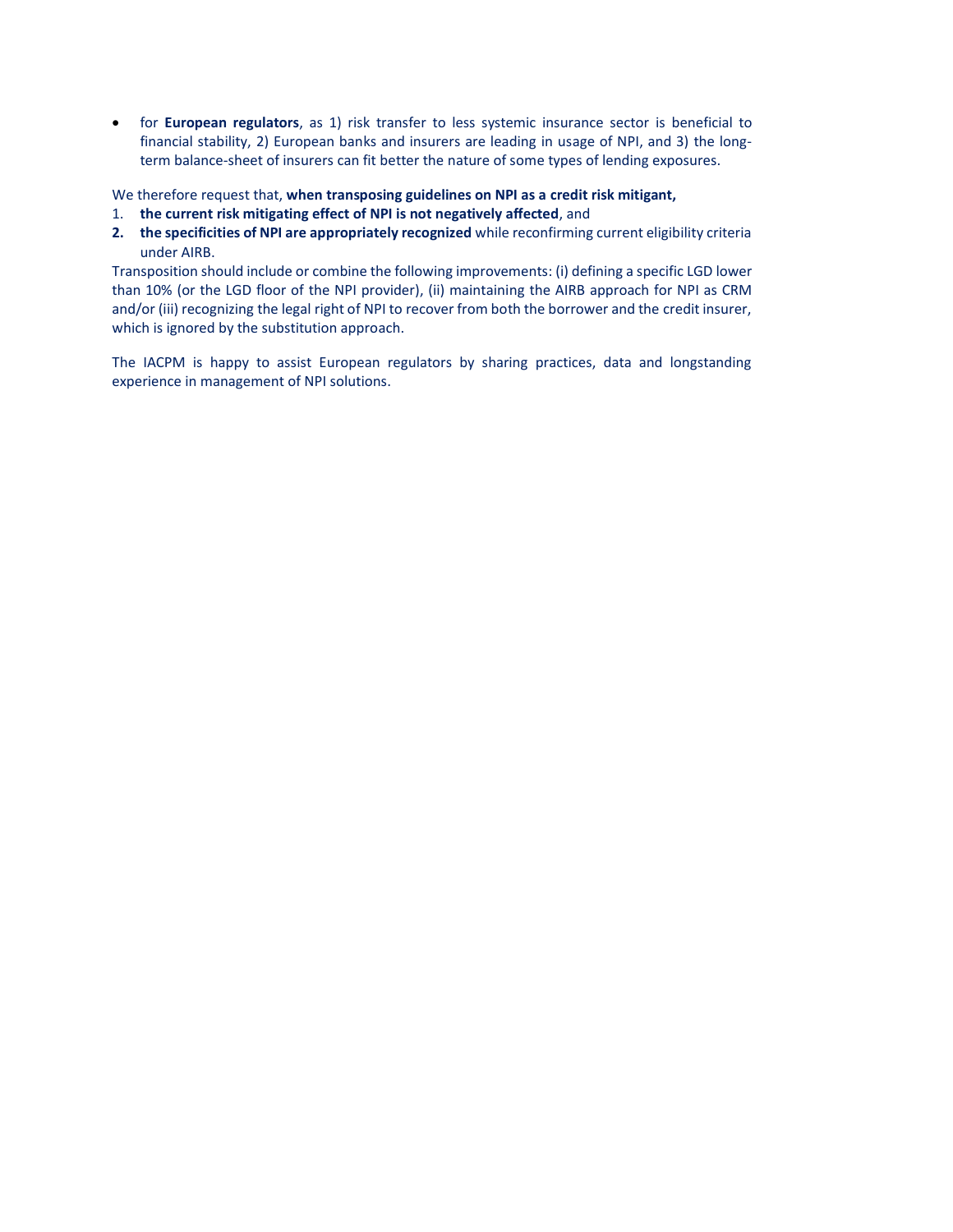- for **European regulators**, as 1) risk transfer to less systemic insurance sector is beneficial to financial stability, 2) European banks and insurers are leading in usage of NPI, and 3) the long-term balance-sheet of insurers can fit better the nature of some types of lending exposures.

We therefore request that, **when transposing guidelines on NPI as a credit risk mitigant,**

1. **the current risk mitigating effect of NPI is not negatively affected**, and
2. **the specificities of NPI are appropriately recognized** while reconfirming current eligibility criteria under AIRB.

Transposition should include or combine the following improvements: (i) defining a specific LGD lower than 10% (or the LGD floor of the NPI provider), (ii) maintaining the AIRB approach for NPI as CRM and/or (iii) recognizing the legal right of NPI to recover from both the borrower and the credit insurer, which is ignored by the substitution approach.

The IACPM is happy to assist European regulators by sharing practices, data and longstanding experience in management of NPI solutions.